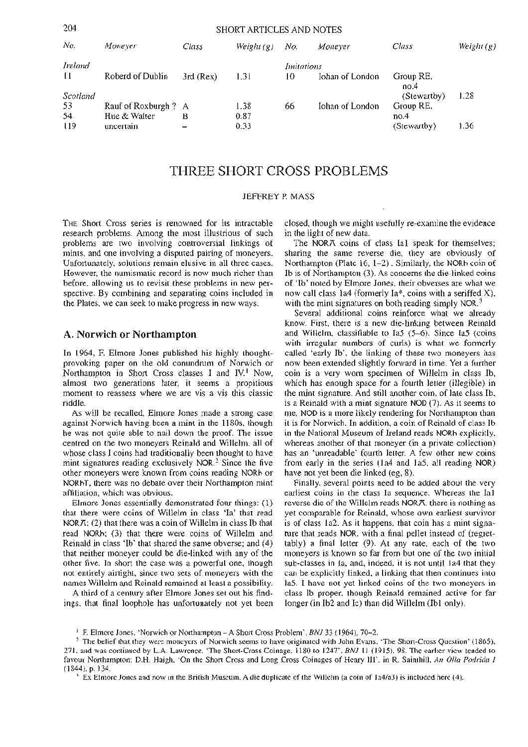| No. | Moneyer | Class | Weight (g) | No. | Moneyer | Class | Weight (g) |
|---|---|---|---|---|---|---|---|
| *Ireland* | | | | *Imitations* | | | |
| 11 | Roberd of Dublin | 3rd (Rex) | 1.31 | 10 | Iohan of London | Group RE, no.4 (Stewartby) | 1.28 |
| *Scotland* | | | | | | | |
| 53 | Rauf of Roxburgh ? | A | 1.38 | 66 | Iohan of London | Group RE, no.4 (Stewartby) | 1.36 |
| 54 | Hue & Walter | B | 0.87 | | | | |
| 119 | uncertain | – | 0.33 | | | | |

# THREE SHORT CROSS PROBLEMS

JEFFREY P. MASS

THE Short Cross series is renowned for its intractable research problems. Among the most illustrious of such problems are two involving controversial linkings of mints, and one involving a disputed pairing of moneyers. Unfortunately, solutions remain elusive in all three cases. However, the numismatic record is now much richer than before, allowing us to revisit these problems in new perspective. By combining and separating coins included in the Plates, we can seek to make progress in new ways.

## A. Norwich or Northampton

In 1964, F. Elmore Jones published his highly thought-provoking paper on the old conundrum of Norwich or Northampton in Short Cross classes I and IV.[1] Now, almost two generations later, it seems a propitious moment to reassess where we are vis a vis this classic riddle.

As will be recalled, Elmore Jones made a strong case against Norwich having been a mint in the 1180s, though he was not quite able to nail down the proof. The issue centred on the two moneyers Reinald and Willelm, all of whose class I coins had traditionally been thought to have mint signatures reading exclusively NOR.[2] Since the five other moneyers were known from coins reading NORh or NORhT, there was no debate over their Northampton mint affiliation, which was obvious.

Elmore Jones essentially demonstrated four things: (1) that there were coins of Willelm in class 'Ia' that read NORΛ; (2) that there was a coin of Willelm in class Ib that read NORh; (3) that there were coins of Willelm and Reinald in class 'Ib' that shared the same obverse; and (4) that neither moneyer could be die-linked with any of the other five. In short the case was a powerful one, though not entirely airtight, since two sets of moneyers with the names Willelm and Reinald remained at least a possibility.

A third of a century after Elmore Jones set out his findings, that final loophole has unfortunately not yet been closed, though we might usefully re-examine the evidence in the light of new data.

The NORΛ coins of class Ia1 speak for themselves; sharing the same reverse die, they are obviously of Northampton (Plate 16, 1–2). Similarly, the NORh coin of Ib is of Northampton (3). As concerns the die-linked coins of 'Ib' noted by Elmore Jones, their obverses are what we now call class Ia4 (formerly Ia*, coins with a seriffed X), with the mint signatures on both reading simply NOR.[3]

Several additional coins reinforce what we already know. First, there is a new die-linking between Reinald and Willelm, classifiable to Ia5 (5–6). Since Ia5 (coins with irregular numbers of curls) is what we formerly called 'early Ib', the linking of these two moneyers has now been extended slightly forward in time. Yet a further coin is a very worn specimen of Willelm in class Ib, which has enough space for a fourth letter (illegible) in the mint signature. And still another coin, of late class Ib, is a Reinald with a mint signature NOD (7). As it seems to me, NOD is a more likely rendering for Northampton than it is for Norwich. In addition, a coin of Reinald of class Ib in the National Museum of Ireland reads NORh explicitly, whereas another of that moneyer (in a private collection) has an 'unreadable' fourth letter. A few other new coins from early in the series (Ia4 and Ia5, all reading NOR) have not yet been die linked (eg, 8).

Finally, several points need to be added about the very earliest coins in the class Ia sequence. Whereas the Ia1 reverse die of the Willelm reads NORΛ, there is nothing as yet comparable for Reinald, whose own earliest survivor is of class Ia2. As it happens, that coin has a mint signature that reads NOR, with a final pellet instead of (regrettably) a final letter (9). At any rate, each of the two moneyers is known so far from but one of the two initial sub-classes in Ia, and, indeed, it is not until Ia4 that they can be explicitly linked, a linking that then continues into Ia5. I have not yet linked coins of the two moneyers in class Ib proper, though Reinald remained active for far longer (in Ib2 and Ic) than did Willelm (Ib1 only).

[1] F. Elmore Jones, 'Norwich or Northampton – A Short Cross Problem', *BNJ* 33 (1964), 70–2.

[2] The belief that they were moneyers of Norwich seems to have originated with John Evans, 'The Short-Cross Question' (1865), 271, and was continued by L.A. Lawrence, 'The Short-Cross Coinage, 1180 to 1247', *BNJ* 11 (1915), 98. The earlier view tended to favour Northampton: D.H. Haigh, 'On the Short Cross and Long Cross Coinages of Henry III', in R. Sainthill, *An Olla Podrida I* (1844), p. 134.

[3] Ex Elmore Jones and now in the British Museum. A die duplicate of the Willelm (a coin of Ia4/a3) is included here (4).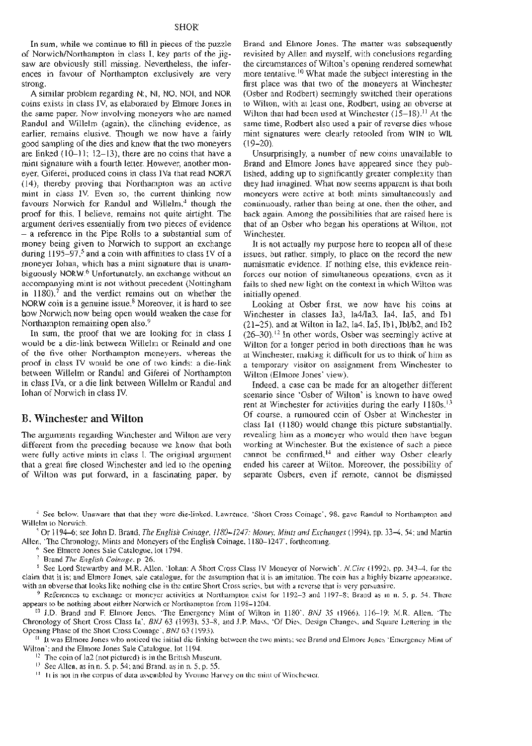In sum, while we continue to fill in pieces of the puzzle of Norwich/Northampton in class I, key parts of the jigsaw are obviously still missing. Nevertheless, the inferences in favour of Northampton exclusively are very strong.

A similar problem regarding N:, NI, NO, NOI, and NOR coins exists in class IV, as elaborated by Elmore Jones in the same paper. Now involving moneyers who are named Randul and Willelm (again), the clinching evidence, as earlier, remains elusive. Though we now have a fairly good sampling of the dies and know that the two moneyers are linked (10–11; 12–13), there are no coins that have a mint signature with a fourth letter. However, another moneyer, Giferei, produced coins in class IVa that read NORA (14), thereby proving that Northampton was an active mint in class IV. Even so, the current thinking now favours Norwich for Randul and Willelm,[4] though the proof for this, I believe, remains not quite airtight. The argument derives essentially from two pieces of evidence – a reference in the Pipe Rolls to a substantial sum of money being given to Norwich to support an exchange during 1195–97,[5] and a coin with affinities to class IV of a moneyer Iohan, which has a mint signature that is unambiguously NORW.[6] Unfortunately, an exchange without an accompanying mint is not without precedent (Nottingham in 1180),[7] and the verdict remains out on whether the NORW coin is a genuine issue.[8] Moreover, it is hard to see how Norwich now being open would weaken the case for Northampton remaining open also.[9]

In sum, the proof that we are looking for in class I would be a die-link between Willelm or Reinald and one of the five other Northampton moneyers, whereas the proof in class IV would be one of two kinds: a die-link between Willelm or Randul and Giferei of Northampton in class IVa, or a die link between Willelm or Randul and Iohan of Norwich in class IV.

## B. Winchester and Wilton

The arguments regarding Winchester and Wilton are very different from the preceding because we know that both were fully active mints in class I. The original argument that a great fire closed Winchester and led to the opening of Wilton was put forward, in a fascinating paper, by Brand and Elmore Jones. The matter was subsequently revisited by Allen and myself, with conclusions regarding the circumstances of Wilton's opening rendered somewhat more tentative.[10] What made the subject interesting in the first place was that two of the moneyers at Winchester (Osber and Rodbert) seemingly switched their operations to Wilton, with at least one, Rodbert, using an obverse at Wilton that had been used at Winchester (15–18).[11] At the same time, Rodbert also used a pair of reverse dies whose mint signatures were clearly retooled from WIN to WIL (19–20).

Unsurprisingly, a number of new coins unavailable to Brand and Elmore Jones have appeared since they published, adding up to significantly greater complexity than they had imagined. What now seems apparent is that both moneyers were active at both mints simultaneously and continuously, rather than being at one, then the other, and back again. Among the possibilities that are raised here is that of an Osber who began his operations at Wilton, not Winchester.

It is not actually my purpose here to reopen all of these issues, but rather, simply, to place on the record the new numismatic evidence. If nothing else, this evidence reinforces our notion of simultaneous operations, even as it fails to shed new light on the context in which Wilton was initially opened.

Looking at Osber first, we now have his coins at Winchester in classes Ia3, Ia4/Ia3, Ia4, Ia5, and Ib1 (21–25), and at Wilton in Ia2, Ia4, Ia5, Ib1, Ib1/b2, and Ib2 (26–30).[12] In other words, Osber was seemingly active at Wilton for a longer period in both directions than he was at Winchester, making it difficult for us to think of him as a temporary visitor on assignment from Winchester to Wilton (Elmore Jones' view).

Indeed, a case can be made for an altogether different scenario since 'Osber of Wilton' is known to have owed rent at Winchester for activities during the early 1180s.[13] Of course, a rumoured coin of Osber at Winchester in class Ia1 (1180) would change this picture substantially, revealing him as a moneyer who would then have begun working at Winchester. But the existence of such a piece cannot be confirmed,[14] and either way Osber clearly ended his career at Wilton. Moreover, the possibility of separate Osbers, even if remote, cannot be dismissed

[4] See below. Unaware that that they were die-linked, Lawrence, 'Short Cross Coinage', 98, gave Randul to Northampton and Willelm to Norwich.

[5] Or 1194–6; see John D. Brand, *The English Coinage, 1180–1247: Money, Mints and Exchanges* (1994), pp. 33–4, 54; and Martin Allen, 'The Chronology, Mints and Moneyers of the English Coinage, 1180–1247', forthcoming.

[6] See Elmore Jones Sale Catalogue, lot 1794.

[7] Brand *The English Coinage*, p. 26.

[8] See Lord Stewartby and M.R. Allen, 'Iohan: A Short Cross Class IV Moneyer of Norwich', *N.Circ* (1992), pp. 343–4, for the claim that it is; and Elmore Jones, sale catalogue, for the assumption that it is an imitation. The coin has a highly bizarre appearance, with an obverse that looks like nothing else in the entire Short Cross series, but with a reverse that is very persuasive.

[9] References to exchange or moneyer activities at Northampton exist for 1192–3 and 1197–8; Brand as in n. 5, p. 54. There appears to be nothing about either Norwich or Northampton from 1198–1204.

[10] J.D. Brand and F. Elmore Jones, 'The Emergency Mint of Wilton in 1180', *BNJ* 35 (1966), 116–19; M.R. Allen, 'The Chronology of Short Cross Class Ia', *BNJ* 63 (1993), 53–8, and J.P. Mass, 'Of Dies, Design Changes, and Square Lettering in the Opening Phase of the Short Cross Coinage', *BNJ* 63 (1993).

[11] It was Elmore Jones who noticed the initial die-linking between the two mints; see Brand and Elmore Jones 'Emergency Mint of Wilton'; and the Elmore Jones Sale Catalogue, lot 1194.

[12] The coin of Ia2 (not pictured) is in the British Museum.

[13] See Allen, as in n. 5, p. 54; and Brand, as in n. 5, p. 55.

[14] It is not in the corpus of data assembled by Yvonne Harvey on the mint of Winchester.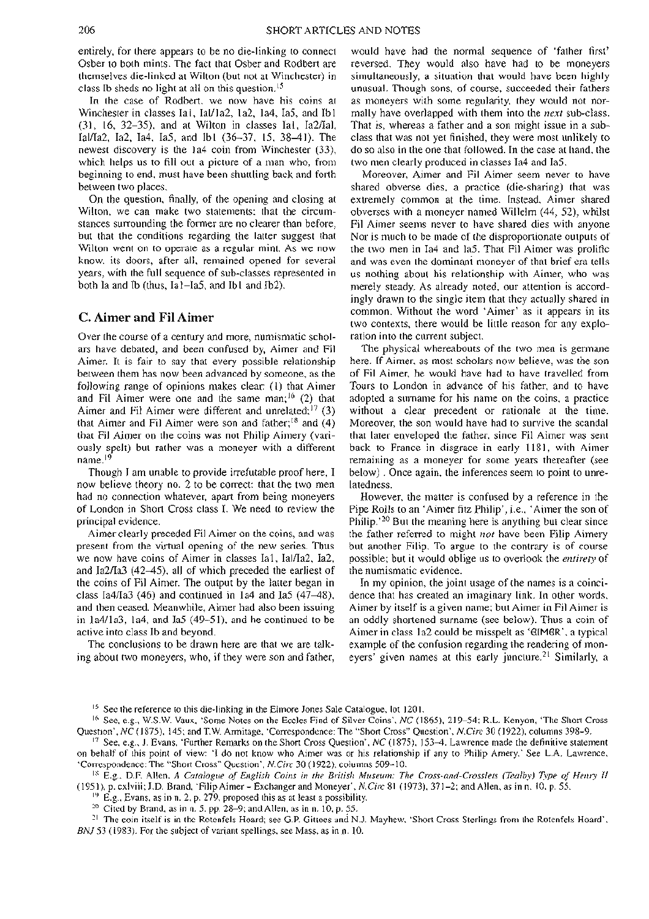entirely, for there appears to be no die-linking to connect Osber to both mints. The fact that Osber and Rodbert are themselves die-linked at Wilton (but not at Winchester) in class Ib sheds no light at all on this question.[15]

In the case of Rodbert, we now have his coins at Winchester in classes Ia1, Ia1/Ia2, Ia2, Ia4, Ia5, and Ib1 (31, 16, 32–35), and at Wilton in classes Ia1, Ia2/Ia1, Ia1/Ia2, Ia2, Ia4, Ia5, and Ib1 (36–37, 15, 38–41). The newest discovery is the Ia4 coin from Winchester (33), which helps us to fill out a picture of a man who, from beginning to end, must have been shuttling back and forth between two places.

On the question, finally, of the opening and closing at Wilton, we can make two statements: that the circumstances surrounding the former are no clearer than before, but that the conditions regarding the latter suggest that Wilton went on to operate as a regular mint. As we now know, its doors, after all, remained opened for several years, with the full sequence of sub-classes represented in both Ia and Ib (thus, Ia1–Ia5, and Ib1 and Ib2).

## C. Aimer and Fil Aimer

Over the course of a century and more, numismatic scholars have debated, and been confused by, Aimer and Fil Aimer. It is fair to say that every possible relationship between them has now been advanced by someone, as the following range of opinions makes clear: (1) that Aimer and Fil Aimer were one and the same man;[16] (2) that Aimer and Fil Aimer were different and unrelated;[17] (3) that Aimer and Fil Aimer were son and father;[18] and (4) that Fil Aimer on the coins was not Philip Aimery (variously spelt) but rather was a moneyer with a different name.[19]

Though I am unable to provide irrefutable proof here, I now believe theory no. 2 to be correct: that the two men had no connection whatever, apart from being moneyers of London in Short Cross class I. We need to review the principal evidence.

Aimer clearly preceded Fil Aimer on the coins, and was present from the virtual opening of the new series. Thus we now have coins of Aimer in classes Ia1, Ia1/Ia2, Ia2, and Ia2/Ia3 (42–45), all of which preceded the earliest of the coins of Fil Aimer. The output by the latter began in class Ia4/Ia3 (46) and continued in Ia4 and Ia5 (47–48), and then ceased. Meanwhile, Aimer had also been issuing in Ia4/Ia3, Ia4, and Ia5 (49–51), and he continued to be active into class Ib and beyond.

The conclusions to be drawn here are that we are talking about two moneyers, who, if they were son and father, would have had the normal sequence of 'father first' reversed. They would also have had to be moneyers simultaneously, a situation that would have been highly unusual. Though sons, of course, succeeded their fathers as moneyers with some regularity, they would not normally have overlapped with them into the *next* sub-class. That is, whereas a father and a son might issue in a sub-class that was not yet finished, they were most unlikely to do so also in the one that followed. In the case at hand, the two men clearly produced in classes Ia4 and Ia5.

Moreover, Aimer and Fil Aimer seem never to have shared obverse dies, a practice (die-sharing) that was extremely common at the time. Instead, Aimer shared obverses with a moneyer named Willelm (44, 52), whilst Fil Aimer seems never to have shared dies with anyone. Nor is much to be made of the disproportionate outputs of the two men in Ia4 and Ia5. That Fil Aimer was prolific and was even the dominant moneyer of that brief era tells us nothing about his relationship with Aimer, who was merely steady. As already noted, our attention is accordingly drawn to the single item that they actually shared in common. Without the word 'Aimer' as it appears in its two contexts, there would be little reason for any exploration into the current subject.

The physical whereabouts of the two men is germane here. If Aimer, as most scholars now believe, was the son of Fil Aimer, he would have had to have travelled from Tours to London in advance of his father, and to have adopted a surname for his name on the coins, a practice without a clear precedent or rationale at the time. Moreover, the son would have had to survive the scandal that later enveloped the father, since Fil Aimer was sent back to France in disgrace in early 1181, with Aimer remaining as a moneyer for some years thereafter (see below). Once again, the inferences seem to point to unrelatedness.

However, the matter is confused by a reference in the Pipe Rolls to an 'Aimer fitz Philip', i.e., 'Aimer the son of Philip.'[20] But the meaning here is anything but clear since the father referred to might *not* have been Filip Aimery but another Filip. To argue to the contrary is of course possible; but it would oblige us to overlook the *entirety* of the numismatic evidence.

In my opinion, the joint usage of the names is a coincidence that has created an imaginary link. In other words, Aimer by itself is a given name; but Aimer in Fil Aimer is an oddly shortened surname (see below). Thus a coin of Aimer in class Ia2 could be misspelt as 'ЄIMЄR', a typical example of the confusion regarding the rendering of moneyers' given names at this early juncture.[21] Similarly, a

---

[15] See the reference to this die-linking in the Elmore Jones Sale Catalogue, lot 1201.

[16] See, e.g., W.S.W. Vaux, 'Some Notes on the Eccles Find of Silver Coins', *NC* (1865), 219–54; R.L. Kenyon, 'The Short Cross Question', *NC* (1875), 145; and T.W. Armitage, 'Correspondence: The "Short Cross" Question', *N.Circ* 30 (1922), columns 398–9.

[17] See, e.g., J. Evans, 'Further Remarks on the Short Cross Question', *NC* (1875), 153–4. Lawrence made the definitive statement on behalf of this point of view: 'I do not know who Aimer was or his relationship if any to Philip Amery.' See L.A. Lawrence, 'Correspondence: The "Short Cross" Question', *N.Circ* 30 (1922), columns 509–10.

[18] E.g., D.F. Allen, *A Catalogue of English Coins in the British Museum: The Cross-and-Crosslets (Tealby) Type of Henry II* (1951), p. cxlviii; J.D. Brand, 'Filip Aimer – Exchanger and Moneyer', *N.Circ* 81 (1973), 371–2; and Allen, as in n. 10, p. 55.

[19] E.g., Evans, as in n. 2, p. 279, proposed this as at least a possibility.

[20] Cited by Brand, as in n. 5, pp. 28–9; and Allen, as in n. 10, p. 55.

[21] The coin itself is in the Rotenfels Hoard; see G.P. Gittoes and N.J. Mayhew, 'Short Cross Sterlings from the Rotenfels Hoard', *BNJ* 53 (1983). For the subject of variant spellings, see Mass, as in n. 10.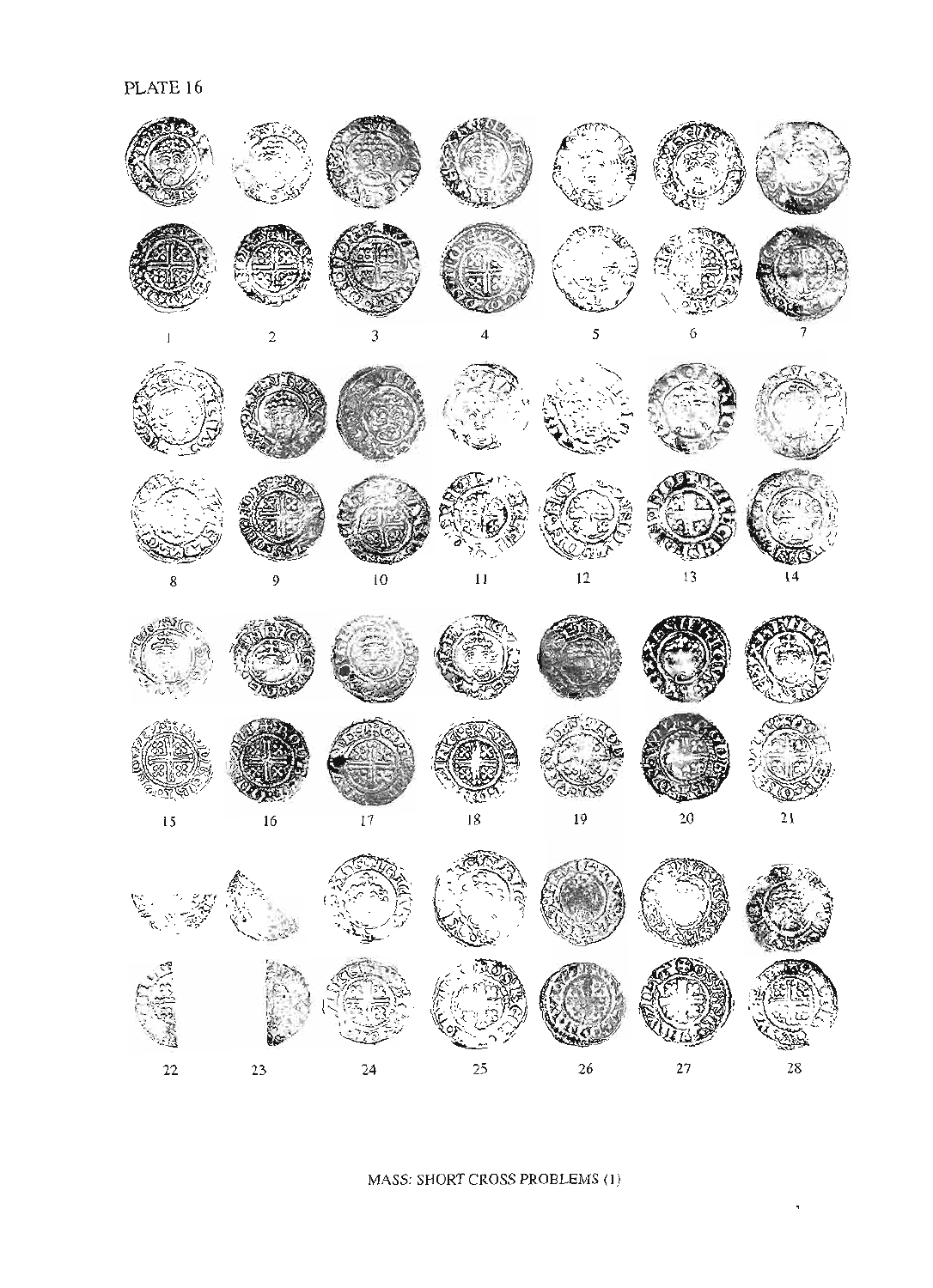PLATE 16

1 2 3 4 5 6 7

8 9 10 11 12 13 14

15 16 17 18 19 20 21

22 23 24 25 26 27 28

MASS: SHORT CROSS PROBLEMS (1)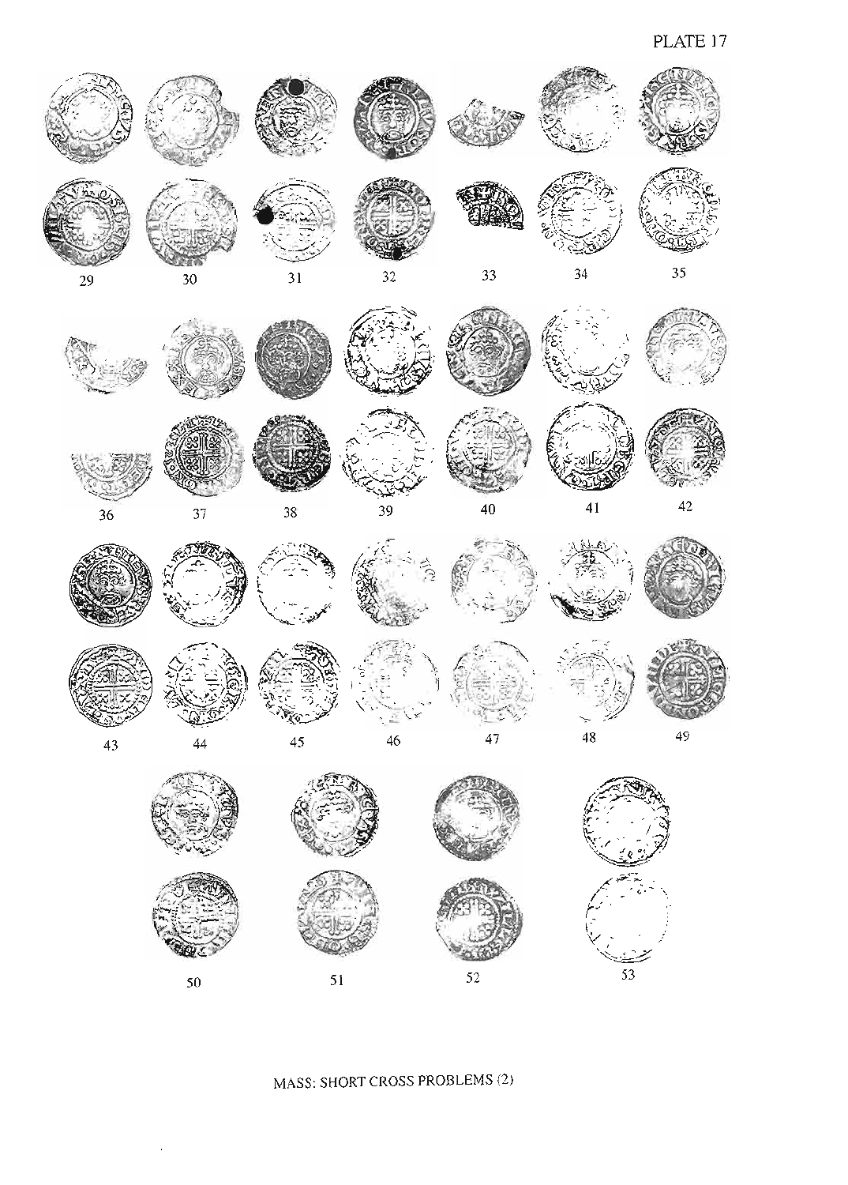29 30 31 32 33 34 35

36 37 38 39 40 41 42

43 44 45 46 47 48 49

50 51 52 53

MASS: SHORT CROSS PROBLEMS (2)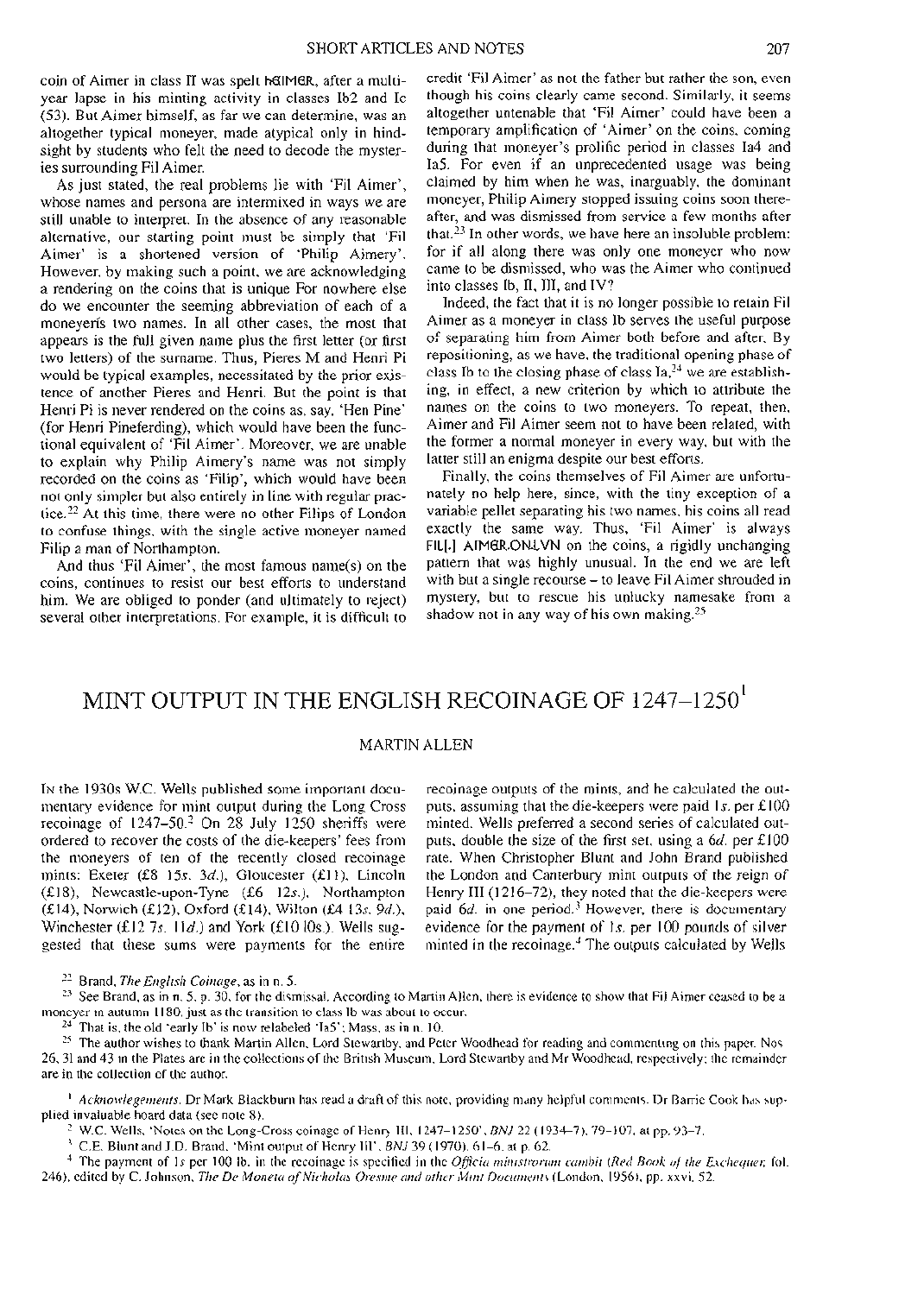coin of Aimer in class II was spelt HAIMER, after a multi-year lapse in his minting activity in classes Ib2 and Ic (53). But Aimer himself, as far we can determine, was an altogether typical moneyer, made atypical only in hindsight by students who felt the need to decode the mysteries surrounding Fil Aimer.

As just stated, the real problems lie with 'Fil Aimer', whose names and persona are intermixed in ways we are still unable to interpret. In the absence of any reasonable alternative, our starting point must be simply that 'Fil Aimer' is a shortened version of 'Philip Aimery'. However, by making such a point, we are acknowledging a rendering on the coins that is unique For nowhere else do we encounter the seeming abbreviation of each of a moneyer's two names. In all other cases, the most that appears is the full given name plus the first letter (or first two letters) of the surname. Thus, Pieres M and Henri Pi would be typical examples, necessitated by the prior existence of another Pieres and Henri. But the point is that Henri Pi is never rendered on the coins as, say, 'Hen Pine' (for Henri Pineferding), which would have been the functional equivalent of 'Fil Aimer'. Moreover, we are unable to explain why Philip Aimery's name was not simply recorded on the coins as 'Filip', which would have been not only simpler but also entirely in line with regular practice.[22] At this time, there were no other Filips of London to confuse things, with the single active moneyer named Filip a man of Northampton.

And thus 'Fil Aimer', the most famous name(s) on the coins, continues to resist our best efforts to understand him. We are obliged to ponder (and ultimately to reject) several other interpretations. For example, it is difficult to credit 'Fil Aimer' as not the father but rather the son, even though his coins clearly came second. Similarly, it seems altogether untenable that 'Fil Aimer' could have been a temporary amplification of 'Aimer' on the coins, coming during that moneyer's prolific period in classes Ia4 and Ia5. For even if an unprecedented usage was being claimed by him when he was, inarguably, the dominant moneyer, Philip Aimery stopped issuing coins soon thereafter, and was dismissed from service a few months after that.[23] In other words, we have here an insoluble problem: for if all along there was only one moneyer who now came to be dismissed, who was the Aimer who continued into classes Ib, II, III, and IV?

Indeed, the fact that it is no longer possible to retain Fil Aimer as a moneyer in class Ib serves the useful purpose of separating him from Aimer both before and after. By repositioning, as we have, the traditional opening phase of class Ib to the closing phase of class Ia,[24] we are establishing, in effect, a new criterion by which to attribute the names on the coins to two moneyers. To repeat, then, Aimer and Fil Aimer seem not to have been related, with the former a normal moneyer in every way, but with the latter still an enigma despite our best efforts.

Finally, the coins themselves of Fil Aimer are unfortunately no help here, since, with the tiny exception of a variable pellet separating his two names, his coins all read exactly the same way. Thus, 'Fil Aimer' is always FIL[.] AIMER.ON.LVN on the coins, a rigidly unchanging pattern that was highly unusual. In the end we are left with but a single recourse – to leave Fil Aimer shrouded in mystery, but to rescue his unlucky namesake from a shadow not in any way of his own making.[25]

# MINT OUTPUT IN THE ENGLISH RECOINAGE OF 1247–1250[1]

## MARTIN ALLEN

In the 1930s W.C. Wells published some important documentary evidence for mint output during the Long Cross recoinage of 1247–50.[2] On 28 July 1250 sheriffs were ordered to recover the costs of the die-keepers' fees from the moneyers of ten of the recently closed recoinage mints: Exeter (£8 15*s*. 3*d*.), Gloucester (£11), Lincoln (£18), Newcastle-upon-Tyne (£6 12*s*.), Northampton (£14), Norwich (£12), Oxford (£14), Wilton (£4 13*s*. 9*d*.), Winchester (£12 7*s*. 11*d*.) and York (£10 10*s*.). Wells suggested that these sums were payments for the entire recoinage outputs of the mints, and he calculated the outputs, assuming that the die-keepers were paid 1*s*. per £100 minted. Wells preferred a second series of calculated outputs, double the size of the first set, using a 6*d*. per £100 rate. When Christopher Blunt and John Brand published the London and Canterbury mint outputs of the reign of Henry III (1216–72), they noted that the die-keepers were paid 6*d*. in one period.[3] However, there is documentary evidence for the payment of 1*s*. per 100 pounds of silver minted in the recoinage.[4] The outputs calculated by Wells

---

[22] Brand, *The English Coinage*, as in n. 5.

[23] See Brand, as in n. 5, p. 30, for the dismissal. According to Martin Allen, there is evidence to show that Fil Aimer ceased to be a moneyer in autumn 1180, just as the transition to class Ib was about to occur.

[24] That is, the old 'early Ib' is now relabeled 'Ia5'; Mass, as in n. 10.

[25] The author wishes to thank Martin Allen, Lord Stewartby, and Peter Woodhead for reading and commenting on this paper. Nos 26, 31 and 43 in the Plates are in the collections of the British Museum, Lord Stewartby and Mr Woodhead, respectively; the remainder are in the collection of the author.

[1] *Acknowledgements.* Dr Mark Blackburn has read a draft of this note, providing many helpful comments. Dr Barrie Cook has supplied invaluable hoard data (see note 8).

[2] W.C. Wells, 'Notes on the Long-Cross coinage of Henry III, 1247–1250', *BNJ* 22 (1934–7), 79–107, at pp. 93–7.

[3] C.E. Blunt and J.D. Brand, 'Mint output of Henry III', *BNJ* 39 (1970), 61–6, at p. 62.

[4] The payment of 1*s* per 100 lb. in the recoinage is specified in the *Officia ministrorum cambii* (*Red Book of the Exchequer*, fol. 246), edited by C. Johnson, *The De Moneta of Nicholas Oresme and other Mint Documents* (London, 1956), pp. xxvi, 52.